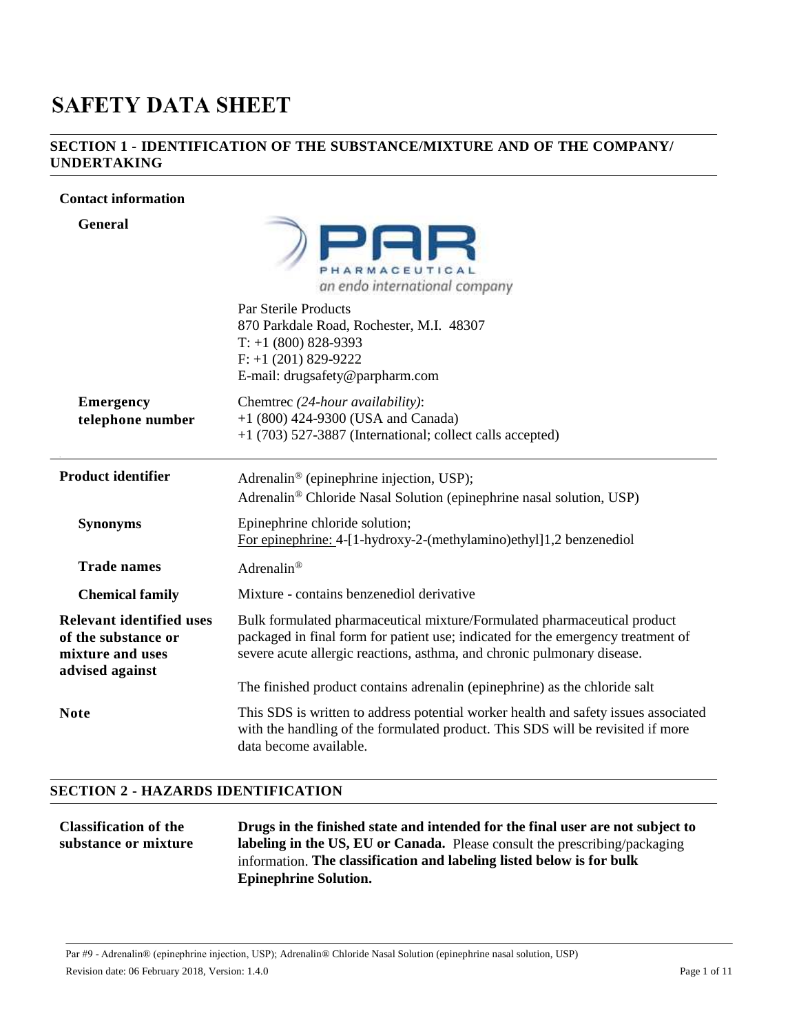# SAFETY DATA SHEET

## SECTION 1 - IDENTIFICATION OF THE SUBSTANCE/MIXTURE AND OF THE COMPANY/ UNDERTAKING

**Contact information**

**General**

PAR PHARMACEUTICAL
*an endo international company*

Par Sterile Products
870 Parkdale Road, Rochester, M.I. 48307
T: +1 (800) 828-9393
F: +1 (201) 829-9222
E-mail: drugsafety@parpharm.com

**Emergency telephone number**

Chemtrec *(24-hour availability)*:
+1 (800) 424-9300 (USA and Canada)
+1 (703) 527-3887 (International; collect calls accepted)

**Product identifier**

Adrenalin® (epinephrine injection, USP);
Adrenalin® Chloride Nasal Solution (epinephrine nasal solution, USP)

**Synonyms**

Epinephrine chloride solution;
For epinephrine: 4-[1-hydroxy-2-(methylamino)ethyl]1,2 benzenediol

**Trade names**

Adrenalin®

**Chemical family**

Mixture - contains benzenediol derivative

**Relevant identified uses of the substance or mixture and uses advised against**

Bulk formulated pharmaceutical mixture/Formulated pharmaceutical product packaged in final form for patient use; indicated for the emergency treatment of severe acute allergic reactions, asthma, and chronic pulmonary disease.

The finished product contains adrenalin (epinephrine) as the chloride salt

**Note**

This SDS is written to address potential worker health and safety issues associated with the handling of the formulated product. This SDS will be revisited if more data become available.

## SECTION 2 - HAZARDS IDENTIFICATION

**Classification of the substance or mixture**

**Drugs in the finished state and intended for the final user are not subject to labeling in the US, EU or Canada.** Please consult the prescribing/packaging information. **The classification and labeling listed below is for bulk Epinephrine Solution.**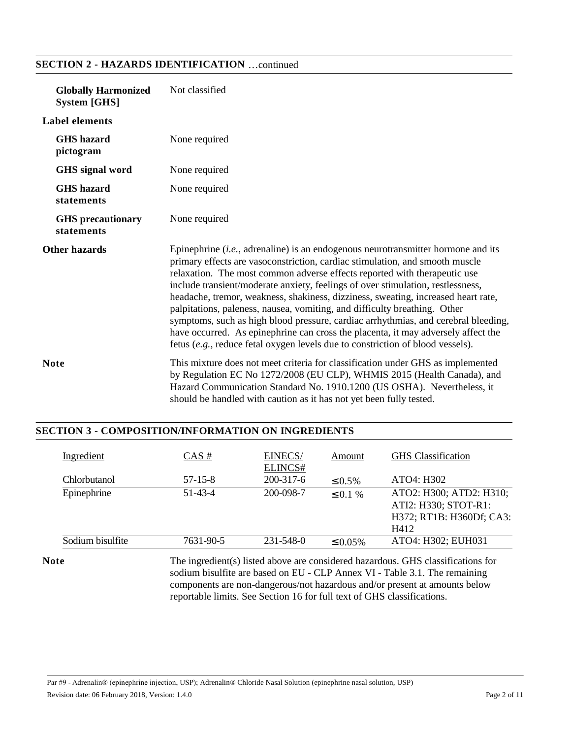## SECTION 2 - HAZARDS IDENTIFICATION …continued

**Globally Harmonized System [GHS]** Not classified

**Label elements**

**GHS hazard pictogram** None required

**GHS signal word** None required

**GHS hazard statements** None required

**GHS precautionary statements** None required

**Other hazards** Epinephrine (*i.e.*, adrenaline) is an endogenous neurotransmitter hormone and its primary effects are vasoconstriction, cardiac stimulation, and smooth muscle relaxation. The most common adverse effects reported with therapeutic use include transient/moderate anxiety, feelings of over stimulation, restlessness, headache, tremor, weakness, shakiness, dizziness, sweating, increased heart rate, palpitations, paleness, nausea, vomiting, and difficulty breathing. Other symptoms, such as high blood pressure, cardiac arrhythmias, and cerebral bleeding, have occurred. As epinephrine can cross the placenta, it may adversely affect the fetus (*e.g.*, reduce fetal oxygen levels due to constriction of blood vessels).

**Note** This mixture does not meet criteria for classification under GHS as implemented by Regulation EC No 1272/2008 (EU CLP), WHMIS 2015 (Health Canada), and Hazard Communication Standard No. 1910.1200 (US OSHA). Nevertheless, it should be handled with caution as it has not yet been fully tested.

## SECTION 3 - COMPOSITION/INFORMATION ON INGREDIENTS

| Ingredient | CAS # | EINECS/ ELINCS# | Amount | GHS Classification |
|---|---|---|---|---|
| Chlorbutanol | 57-15-8 | 200-317-6 | ≤0.5% | ATO4: H302 |
| Epinephrine | 51-43-4 | 200-098-7 | ≤0.1 % | ATO2: H300; ATD2: H310; ATI2: H330; STOT-R1: H372; RT1B: H360Df; CA3: H412 |
| Sodium bisulfite | 7631-90-5 | 231-548-0 | ≤0.05% | ATO4: H302; EUH031 |

**Note** The ingredient(s) listed above are considered hazardous. GHS classifications for sodium bisulfite are based on EU - CLP Annex VI - Table 3.1. The remaining components are non-dangerous/not hazardous and/or present at amounts below reportable limits. See Section 16 for full text of GHS classifications.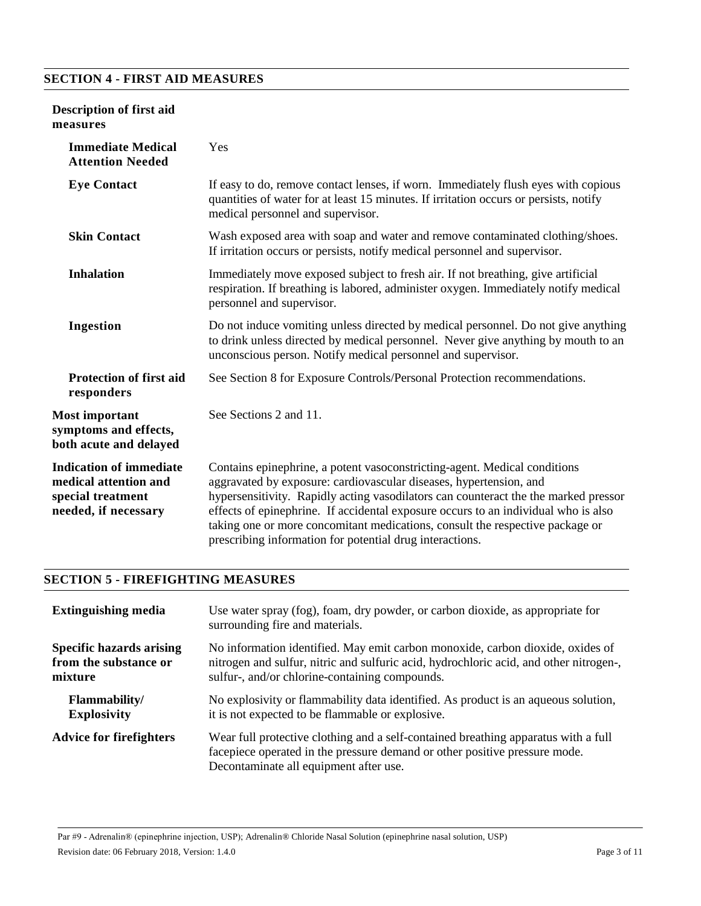## SECTION 4 - FIRST AID MEASURES

**Description of first aid measures**

**Immediate Medical Attention Needed**
Yes

**Eye Contact**
If easy to do, remove contact lenses, if worn. Immediately flush eyes with copious quantities of water for at least 15 minutes. If irritation occurs or persists, notify medical personnel and supervisor.

**Skin Contact**
Wash exposed area with soap and water and remove contaminated clothing/shoes. If irritation occurs or persists, notify medical personnel and supervisor.

**Inhalation**
Immediately move exposed subject to fresh air. If not breathing, give artificial respiration. If breathing is labored, administer oxygen. Immediately notify medical personnel and supervisor.

**Ingestion**
Do not induce vomiting unless directed by medical personnel. Do not give anything to drink unless directed by medical personnel. Never give anything by mouth to an unconscious person. Notify medical personnel and supervisor.

**Protection of first aid responders**
See Section 8 for Exposure Controls/Personal Protection recommendations.

**Most important symptoms and effects, both acute and delayed**
See Sections 2 and 11.

**Indication of immediate medical attention and special treatment needed, if necessary**
Contains epinephrine, a potent vasoconstricting-agent. Medical conditions aggravated by exposure: cardiovascular diseases, hypertension, and hypersensitivity. Rapidly acting vasodilators can counteract the the marked pressor effects of epinephrine. If accidental exposure occurs to an individual who is also taking one or more concomitant medications, consult the respective package or prescribing information for potential drug interactions.

## SECTION 5 - FIREFIGHTING MEASURES

**Extinguishing media**
Use water spray (fog), foam, dry powder, or carbon dioxide, as appropriate for surrounding fire and materials.

**Specific hazards arising from the substance or mixture**
No information identified. May emit carbon monoxide, carbon dioxide, oxides of nitrogen and sulfur, nitric and sulfuric acid, hydrochloric acid, and other nitrogen-, sulfur-, and/or chlorine-containing compounds.

**Flammability/ Explosivity**
No explosivity or flammability data identified. As product is an aqueous solution, it is not expected to be flammable or explosive.

**Advice for firefighters**
Wear full protective clothing and a self-contained breathing apparatus with a full facepiece operated in the pressure demand or other positive pressure mode. Decontaminate all equipment after use.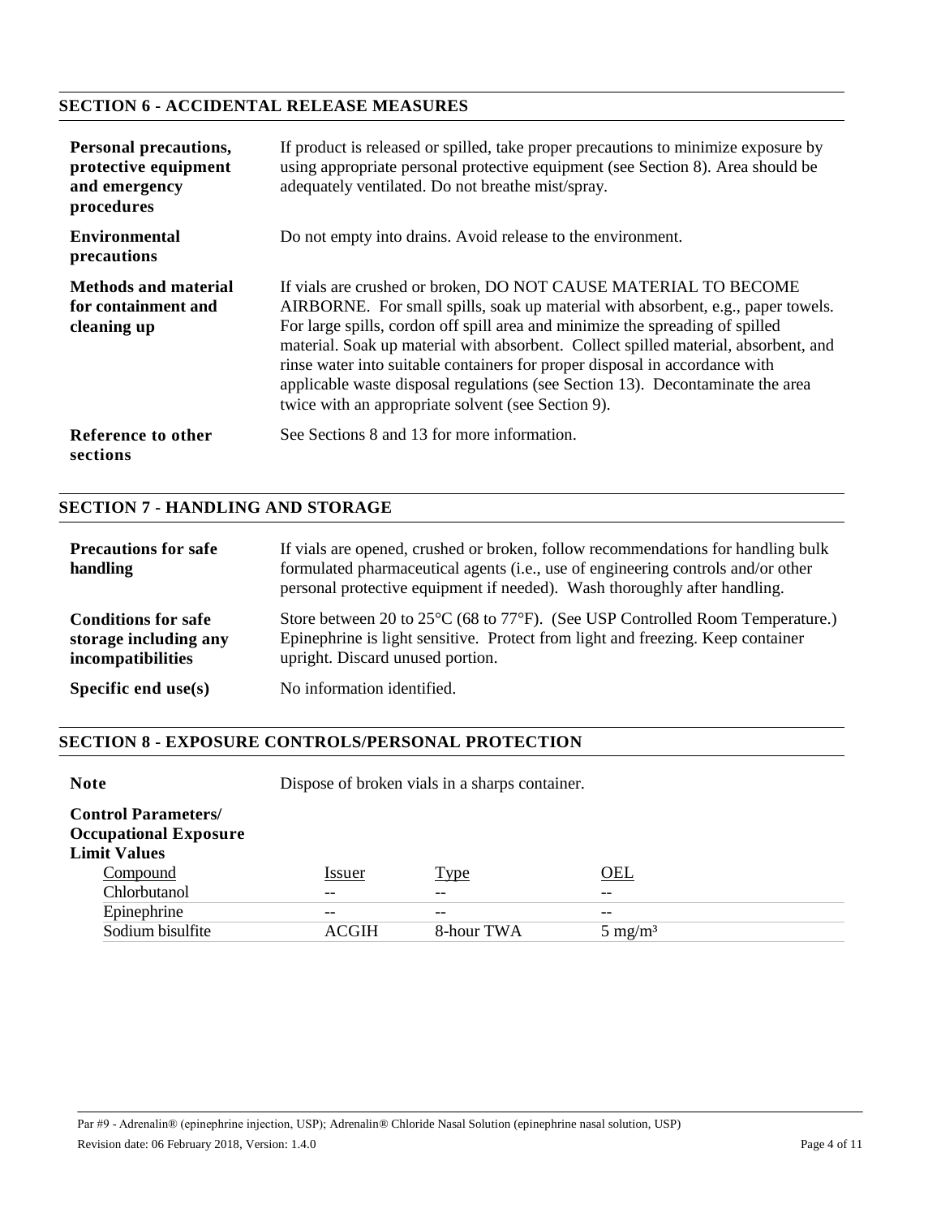## SECTION 6 - ACCIDENTAL RELEASE MEASURES

**Personal precautions, protective equipment and emergency procedures**

If product is released or spilled, take proper precautions to minimize exposure by using appropriate personal protective equipment (see Section 8). Area should be adequately ventilated. Do not breathe mist/spray.

**Environmental precautions**

Do not empty into drains. Avoid release to the environment.

**Methods and material for containment and cleaning up**

If vials are crushed or broken, DO NOT CAUSE MATERIAL TO BECOME AIRBORNE. For small spills, soak up material with absorbent, e.g., paper towels. For large spills, cordon off spill area and minimize the spreading of spilled material. Soak up material with absorbent. Collect spilled material, absorbent, and rinse water into suitable containers for proper disposal in accordance with applicable waste disposal regulations (see Section 13). Decontaminate the area twice with an appropriate solvent (see Section 9).

**Reference to other sections**

See Sections 8 and 13 for more information.

## SECTION 7 - HANDLING AND STORAGE

**Precautions for safe handling**

If vials are opened, crushed or broken, follow recommendations for handling bulk formulated pharmaceutical agents (i.e., use of engineering controls and/or other personal protective equipment if needed). Wash thoroughly after handling.

**Conditions for safe storage including any incompatibilities**

Store between 20 to 25°C (68 to 77°F). (See USP Controlled Room Temperature.) Epinephrine is light sensitive. Protect from light and freezing. Keep container upright. Discard unused portion.

**Specific end use(s)**

No information identified.

## SECTION 8 - EXPOSURE CONTROLS/PERSONAL PROTECTION

**Note**

Dispose of broken vials in a sharps container.

**Control Parameters/ Occupational Exposure Limit Values**

| Compound | Issuer | Type | OEL |
|---|---|---|---|
| Chlorbutanol | -- | -- | -- |
| Epinephrine | -- | -- | -- |
| Sodium bisulfite | ACGIH | 8-hour TWA | 5 mg/m³ |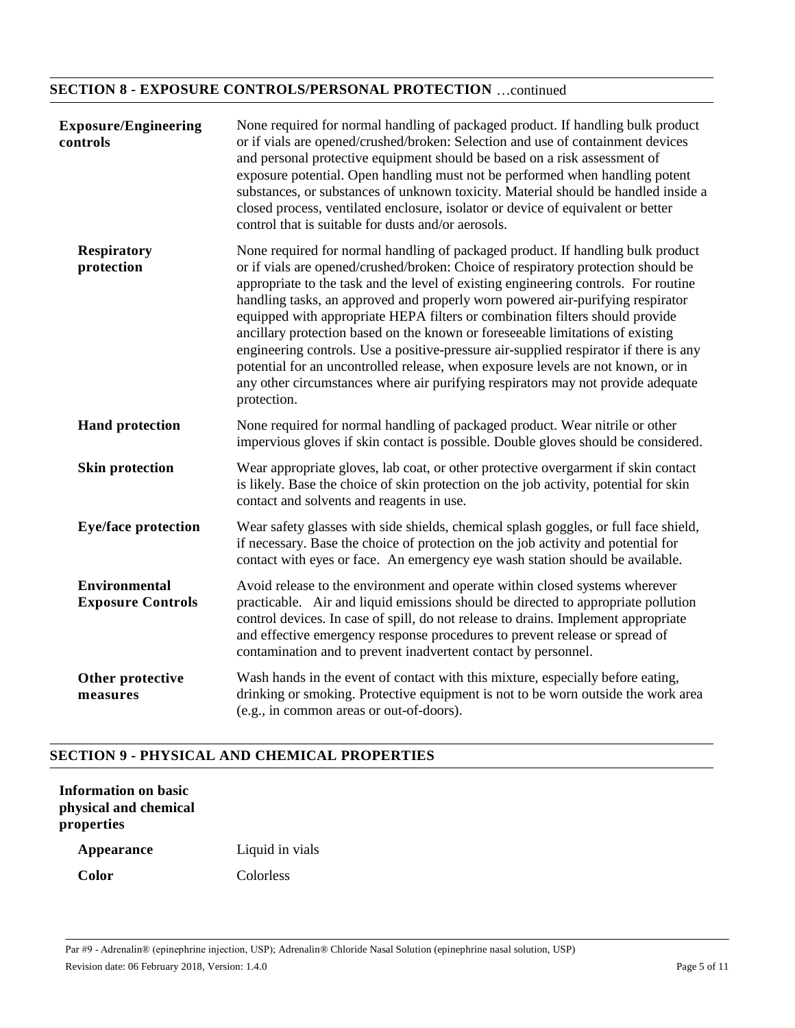## SECTION 8 - EXPOSURE CONTROLS/PERSONAL PROTECTION …continued

**Exposure/Engineering controls**

None required for normal handling of packaged product. If handling bulk product or if vials are opened/crushed/broken: Selection and use of containment devices and personal protective equipment should be based on a risk assessment of exposure potential. Open handling must not be performed when handling potent substances, or substances of unknown toxicity. Material should be handled inside a closed process, ventilated enclosure, isolator or device of equivalent or better control that is suitable for dusts and/or aerosols.

**Respiratory protection**

None required for normal handling of packaged product. If handling bulk product or if vials are opened/crushed/broken: Choice of respiratory protection should be appropriate to the task and the level of existing engineering controls. For routine handling tasks, an approved and properly worn powered air-purifying respirator equipped with appropriate HEPA filters or combination filters should provide ancillary protection based on the known or foreseeable limitations of existing engineering controls. Use a positive-pressure air-supplied respirator if there is any potential for an uncontrolled release, when exposure levels are not known, or in any other circumstances where air purifying respirators may not provide adequate protection.

**Hand protection**

None required for normal handling of packaged product. Wear nitrile or other impervious gloves if skin contact is possible. Double gloves should be considered.

**Skin protection**

Wear appropriate gloves, lab coat, or other protective overgarment if skin contact is likely. Base the choice of skin protection on the job activity, potential for skin contact and solvents and reagents in use.

**Eye/face protection**

Wear safety glasses with side shields, chemical splash goggles, or full face shield, if necessary. Base the choice of protection on the job activity and potential for contact with eyes or face. An emergency eye wash station should be available.

**Environmental Exposure Controls**

Avoid release to the environment and operate within closed systems wherever practicable. Air and liquid emissions should be directed to appropriate pollution control devices. In case of spill, do not release to drains. Implement appropriate and effective emergency response procedures to prevent release or spread of contamination and to prevent inadvertent contact by personnel.

**Other protective measures**

Wash hands in the event of contact with this mixture, especially before eating, drinking or smoking. Protective equipment is not to be worn outside the work area (e.g., in common areas or out-of-doors).

## SECTION 9 - PHYSICAL AND CHEMICAL PROPERTIES

**Information on basic physical and chemical properties**

**Appearance** Liquid in vials

**Color** Colorless

Par #9 - Adrenalin® (epinephrine injection, USP); Adrenalin® Chloride Nasal Solution (epinephrine nasal solution, USP)
Revision date: 06 February 2018, Version: 1.4.0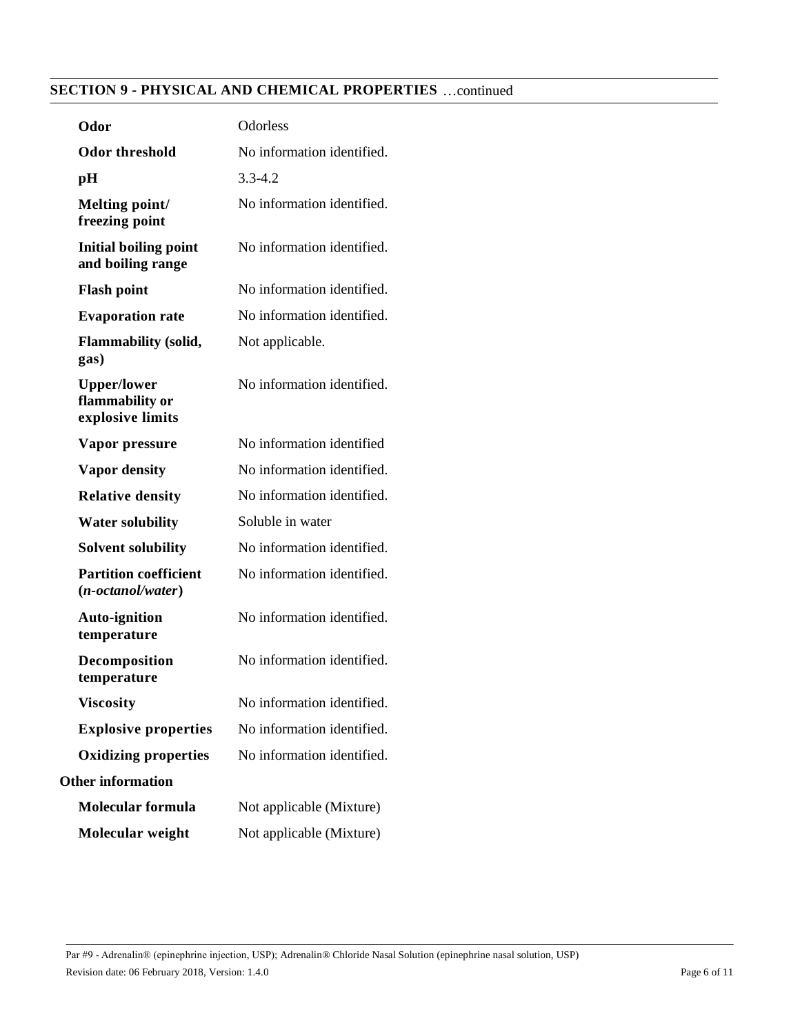## SECTION 9 - PHYSICAL AND CHEMICAL PROPERTIES …continued

| | |
|---|---|
| **Odor** | Odorless |
| **Odor threshold** | No information identified. |
| **pH** | 3.3-4.2 |
| **Melting point/ freezing point** | No information identified. |
| **Initial boiling point and boiling range** | No information identified. |
| **Flash point** | No information identified. |
| **Evaporation rate** | No information identified. |
| **Flammability (solid, gas)** | Not applicable. |
| **Upper/lower flammability or explosive limits** | No information identified. |
| **Vapor pressure** | No information identified |
| **Vapor density** | No information identified. |
| **Relative density** | No information identified. |
| **Water solubility** | Soluble in water |
| **Solvent solubility** | No information identified. |
| **Partition coefficient (*n-octanol/water*)** | No information identified. |
| **Auto-ignition temperature** | No information identified. |
| **Decomposition temperature** | No information identified. |
| **Viscosity** | No information identified. |
| **Explosive properties** | No information identified. |
| **Oxidizing properties** | No information identified. |

**Other information**

| | |
|---|---|
| **Molecular formula** | Not applicable (Mixture) |
| **Molecular weight** | Not applicable (Mixture) |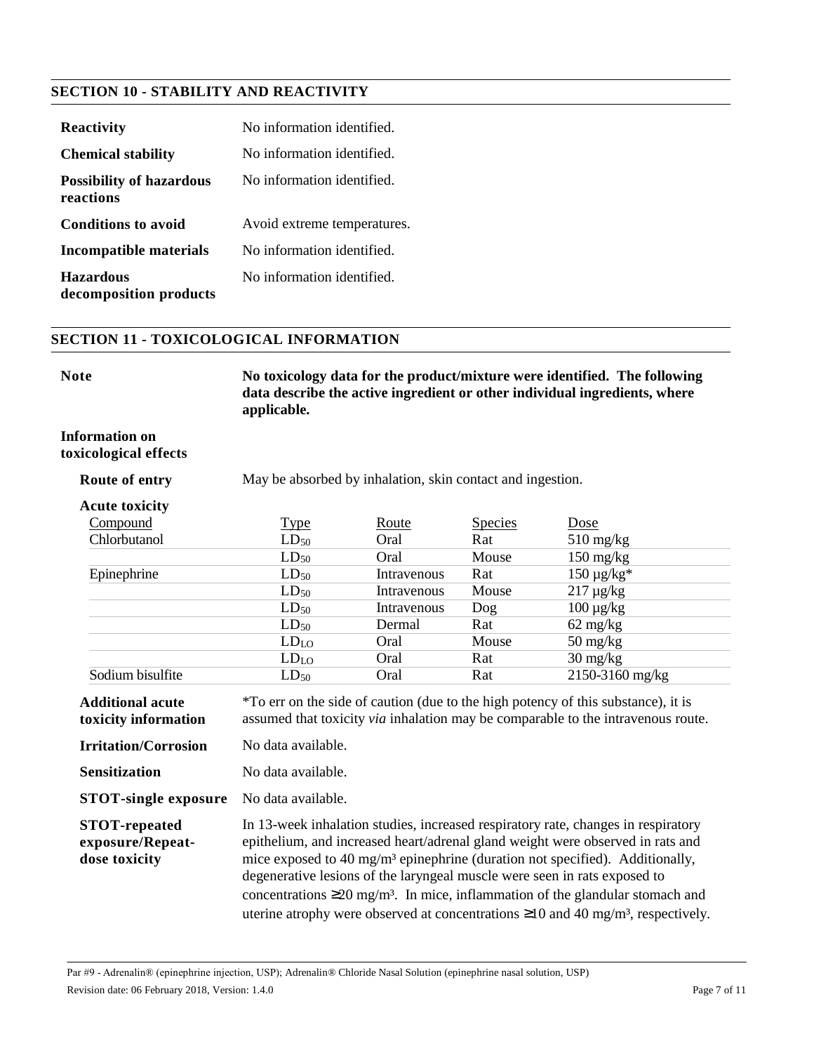## SECTION 10 - STABILITY AND REACTIVITY

| | |
|---|---|
| **Reactivity** | No information identified. |
| **Chemical stability** | No information identified. |
| **Possibility of hazardous reactions** | No information identified. |
| **Conditions to avoid** | Avoid extreme temperatures. |
| **Incompatible materials** | No information identified. |
| **Hazardous decomposition products** | No information identified. |

## SECTION 11 - TOXICOLOGICAL INFORMATION

**Note** — **No toxicology data for the product/mixture were identified. The following data describe the active ingredient or other individual ingredients, where applicable.**

**Information on toxicological effects**

**Route of entry** — May be absorbed by inhalation, skin contact and ingestion.

**Acute toxicity**

| Compound | Type | Route | Species | Dose |
|---|---|---|---|---|
| Chlorbutanol | $LD_{50}$ | Oral | Rat | 510 mg/kg |
| | $LD_{50}$ | Oral | Mouse | 150 mg/kg |
| Epinephrine | $LD_{50}$ | Intravenous | Rat | 150 µg/kg* |
| | $LD_{50}$ | Intravenous | Mouse | 217 µg/kg |
| | $LD_{50}$ | Intravenous | Dog | 100 µg/kg |
| | $LD_{50}$ | Dermal | Rat | 62 mg/kg |
| | $LD_{LO}$ | Oral | Mouse | 50 mg/kg |
| | $LD_{LO}$ | Oral | Rat | 30 mg/kg |
| Sodium bisulfite | $LD_{50}$ | Oral | Rat | 2150-3160 mg/kg |

**Additional acute toxicity information** — *To err on the side of caution (due to the high potency of this substance), it is assumed that toxicity *via* inhalation may be comparable to the intravenous route.

**Irritation/Corrosion** — No data available.

**Sensitization** — No data available.

**STOT-single exposure** — No data available.

**STOT-repeated exposure/Repeat-dose toxicity** — In 13-week inhalation studies, increased respiratory rate, changes in respiratory epithelium, and increased heart/adrenal gland weight were observed in rats and mice exposed to 40 mg/m³ epinephrine (duration not specified). Additionally, degenerative lesions of the laryngeal muscle were seen in rats exposed to concentrations ≥20 mg/m³. In mice, inflammation of the glandular stomach and uterine atrophy were observed at concentrations ≥10 and 40 mg/m³, respectively.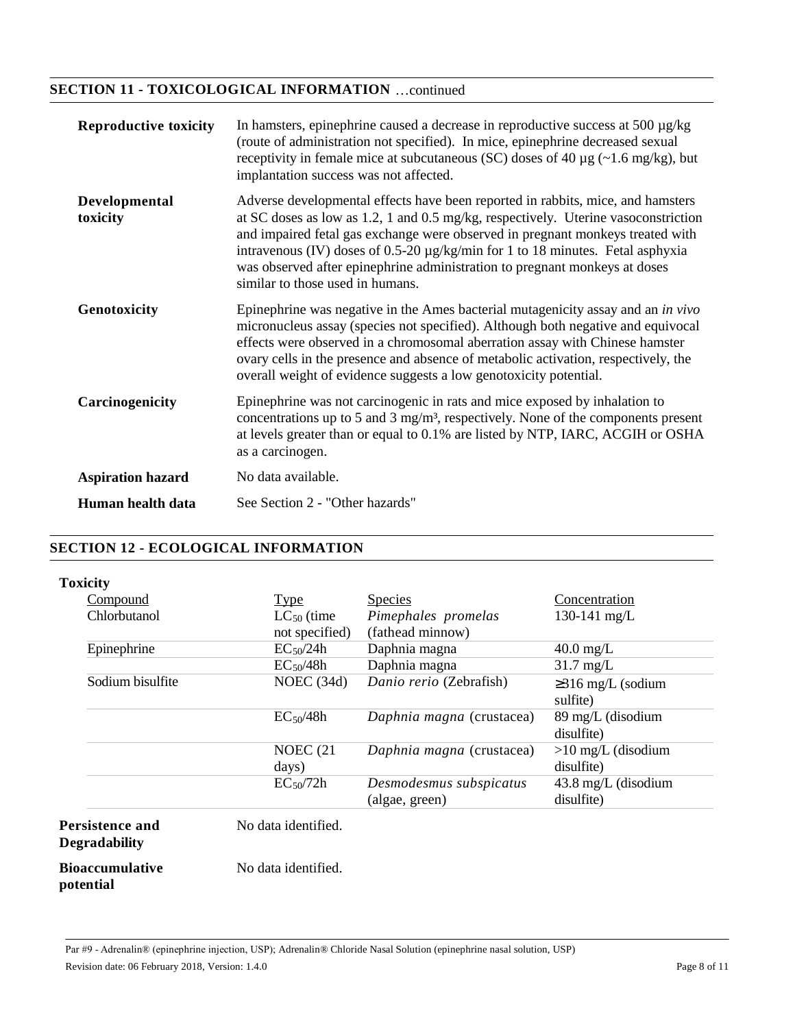## SECTION 11 - TOXICOLOGICAL INFORMATION …continued

**Reproductive toxicity** In hamsters, epinephrine caused a decrease in reproductive success at 500 µg/kg (route of administration not specified). In mice, epinephrine decreased sexual receptivity in female mice at subcutaneous (SC) doses of 40 µg (~1.6 mg/kg), but implantation success was not affected.

**Developmental toxicity** Adverse developmental effects have been reported in rabbits, mice, and hamsters at SC doses as low as 1.2, 1 and 0.5 mg/kg, respectively. Uterine vasoconstriction and impaired fetal gas exchange were observed in pregnant monkeys treated with intravenous (IV) doses of 0.5-20 µg/kg/min for 1 to 18 minutes. Fetal asphyxia was observed after epinephrine administration to pregnant monkeys at doses similar to those used in humans.

**Genotoxicity** Epinephrine was negative in the Ames bacterial mutagenicity assay and an *in vivo* micronucleus assay (species not specified). Although both negative and equivocal effects were observed in a chromosomal aberration assay with Chinese hamster ovary cells in the presence and absence of metabolic activation, respectively, the overall weight of evidence suggests a low genotoxicity potential.

**Carcinogenicity** Epinephrine was not carcinogenic in rats and mice exposed by inhalation to concentrations up to 5 and 3 mg/m³, respectively. None of the components present at levels greater than or equal to 0.1% are listed by NTP, IARC, ACGIH or OSHA as a carcinogen.

**Aspiration hazard** No data available.

**Human health data** See Section 2 - "Other hazards"

## SECTION 12 - ECOLOGICAL INFORMATION

**Toxicity**

| Compound | Type | Species | Concentration |
|---|---|---|---|
| Chlorbutanol | $LC_{50}$ (time not specified) | *Pimephales promelas* (fathead minnow) | 130-141 mg/L |
| Epinephrine | $EC_{50}$/24h | Daphnia magna | 40.0 mg/L |
| | $EC_{50}$/48h | Daphnia magna | 31.7 mg/L |
| Sodium bisulfite | NOEC (34d) | *Danio rerio* (Zebrafish) | ≥316 mg/L (sodium sulfite) |
| | $EC_{50}$/48h | *Daphnia magna* (crustacea) | 89 mg/L (disodium disulfite) |
| | NOEC (21 days) | *Daphnia magna* (crustacea) | >10 mg/L (disodium disulfite) |
| | $EC_{50}$/72h | *Desmodesmus subspicatus* (algae, green) | 43.8 mg/L (disodium disulfite) |

**Persistence and Degradability** No data identified.

**Bioaccumulative potential** No data identified.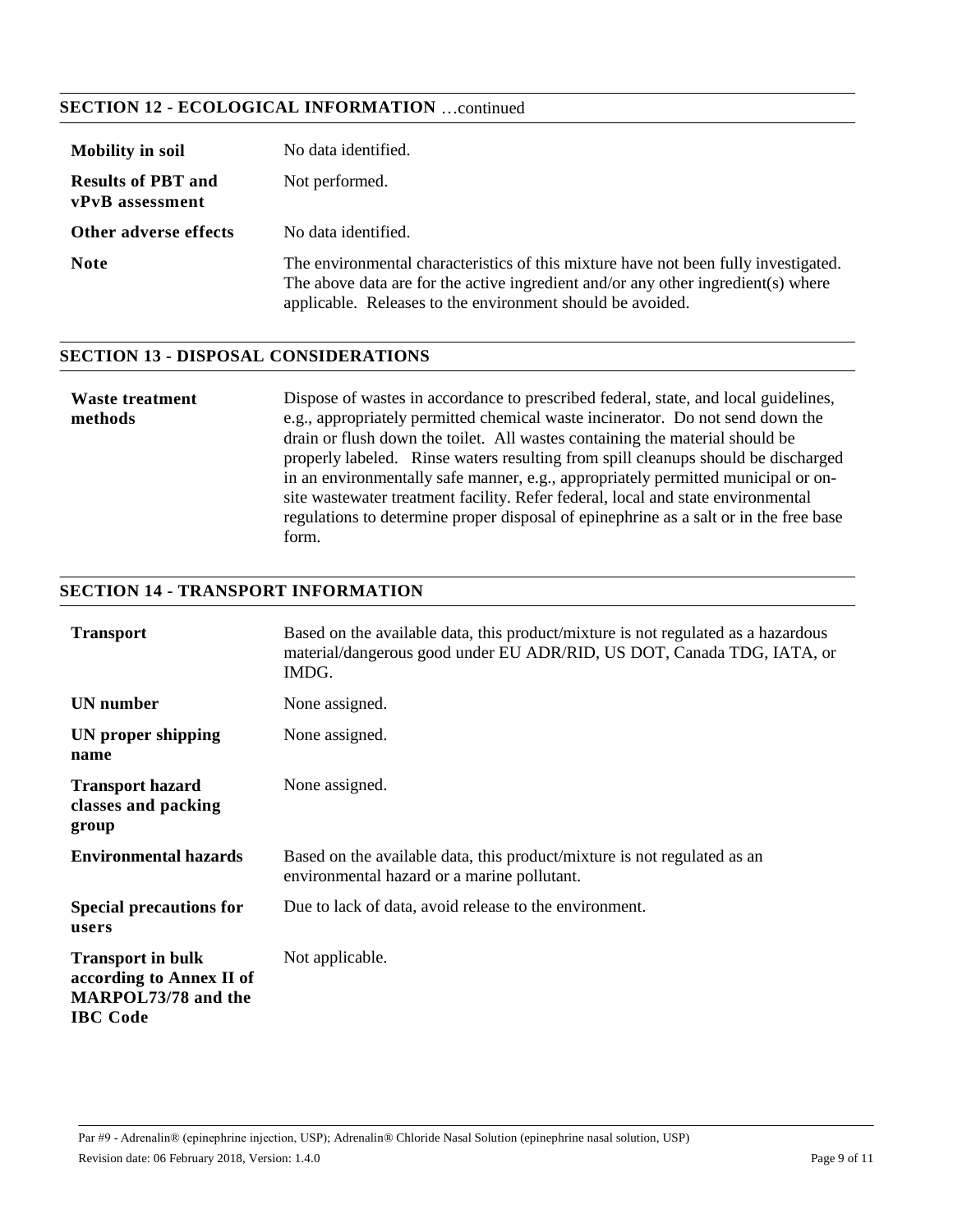## SECTION 12 - ECOLOGICAL INFORMATION …continued

| | |
|---|---|
| **Mobility in soil** | No data identified. |
| **Results of PBT and vPvB assessment** | Not performed. |
| **Other adverse effects** | No data identified. |
| **Note** | The environmental characteristics of this mixture have not been fully investigated. The above data are for the active ingredient and/or any other ingredient(s) where applicable. Releases to the environment should be avoided. |

## SECTION 13 - DISPOSAL CONSIDERATIONS

| | |
|---|---|
| **Waste treatment methods** | Dispose of wastes in accordance to prescribed federal, state, and local guidelines, e.g., appropriately permitted chemical waste incinerator. Do not send down the drain or flush down the toilet. All wastes containing the material should be properly labeled. Rinse waters resulting from spill cleanups should be discharged in an environmentally safe manner, e.g., appropriately permitted municipal or on-site wastewater treatment facility. Refer federal, local and state environmental regulations to determine proper disposal of epinephrine as a salt or in the free base form. |

## SECTION 14 - TRANSPORT INFORMATION

| | |
|---|---|
| **Transport** | Based on the available data, this product/mixture is not regulated as a hazardous material/dangerous good under EU ADR/RID, US DOT, Canada TDG, IATA, or IMDG. |
| **UN number** | None assigned. |
| **UN proper shipping name** | None assigned. |
| **Transport hazard classes and packing group** | None assigned. |
| **Environmental hazards** | Based on the available data, this product/mixture is not regulated as an environmental hazard or a marine pollutant. |
| **Special precautions for users** | Due to lack of data, avoid release to the environment. |
| **Transport in bulk according to Annex II of MARPOL73/78 and the IBC Code** | Not applicable. |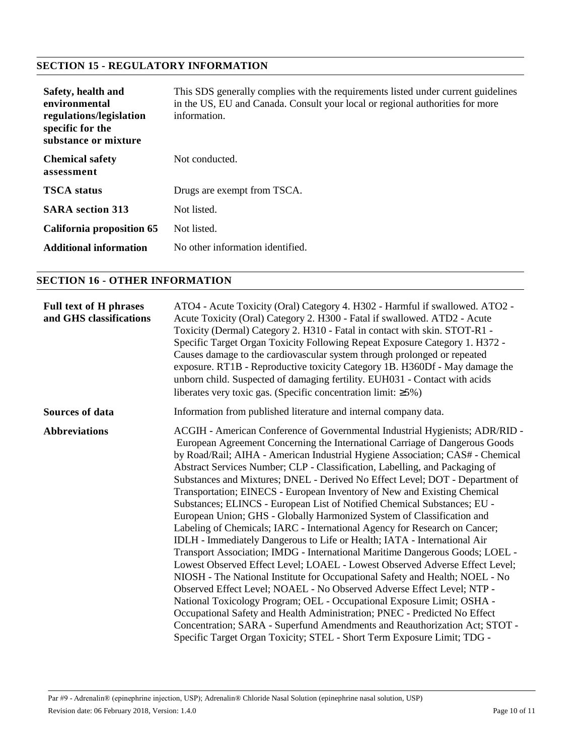## SECTION 15 - REGULATORY INFORMATION

| | |
|---|---|
| **Safety, health and environmental regulations/legislation specific for the substance or mixture** | This SDS generally complies with the requirements listed under current guidelines in the US, EU and Canada. Consult your local or regional authorities for more information. |
| **Chemical safety assessment** | Not conducted. |
| **TSCA status** | Drugs are exempt from TSCA. |
| **SARA section 313** | Not listed. |
| **California proposition 65** | Not listed. |
| **Additional information** | No other information identified. |

## SECTION 16 - OTHER INFORMATION

| | |
|---|---|
| **Full text of H phrases and GHS classifications** | ATO4 - Acute Toxicity (Oral) Category 4. H302 - Harmful if swallowed. ATO2 - Acute Toxicity (Oral) Category 2. H300 - Fatal if swallowed. ATD2 - Acute Toxicity (Dermal) Category 2. H310 - Fatal in contact with skin. STOT-R1 - Specific Target Organ Toxicity Following Repeat Exposure Category 1. H372 - Causes damage to the cardiovascular system through prolonged or repeated exposure. RT1B - Reproductive toxicity Category 1B. H360Df - May damage the unborn child. Suspected of damaging fertility. EUH031 - Contact with acids liberates very toxic gas. (Specific concentration limit: ≥5%) |
| **Sources of data** | Information from published literature and internal company data. |
| **Abbreviations** | ACGIH - American Conference of Governmental Industrial Hygienists; ADR/RID - European Agreement Concerning the International Carriage of Dangerous Goods by Road/Rail; AIHA - American Industrial Hygiene Association; CAS# - Chemical Abstract Services Number; CLP - Classification, Labelling, and Packaging of Substances and Mixtures; DNEL - Derived No Effect Level; DOT - Department of Transportation; EINECS - European Inventory of New and Existing Chemical Substances; ELINCS - European List of Notified Chemical Substances; EU - European Union; GHS - Globally Harmonized System of Classification and Labeling of Chemicals; IARC - International Agency for Research on Cancer; IDLH - Immediately Dangerous to Life or Health; IATA - International Air Transport Association; IMDG - International Maritime Dangerous Goods; LOEL - Lowest Observed Effect Level; LOAEL - Lowest Observed Adverse Effect Level; NIOSH - The National Institute for Occupational Safety and Health; NOEL - No Observed Effect Level; NOAEL - No Observed Adverse Effect Level; NTP - National Toxicology Program; OEL - Occupational Exposure Limit; OSHA - Occupational Safety and Health Administration; PNEC - Predicted No Effect Concentration; SARA - Superfund Amendments and Reauthorization Act; STOT - Specific Target Organ Toxicity; STEL - Short Term Exposure Limit; TDG - |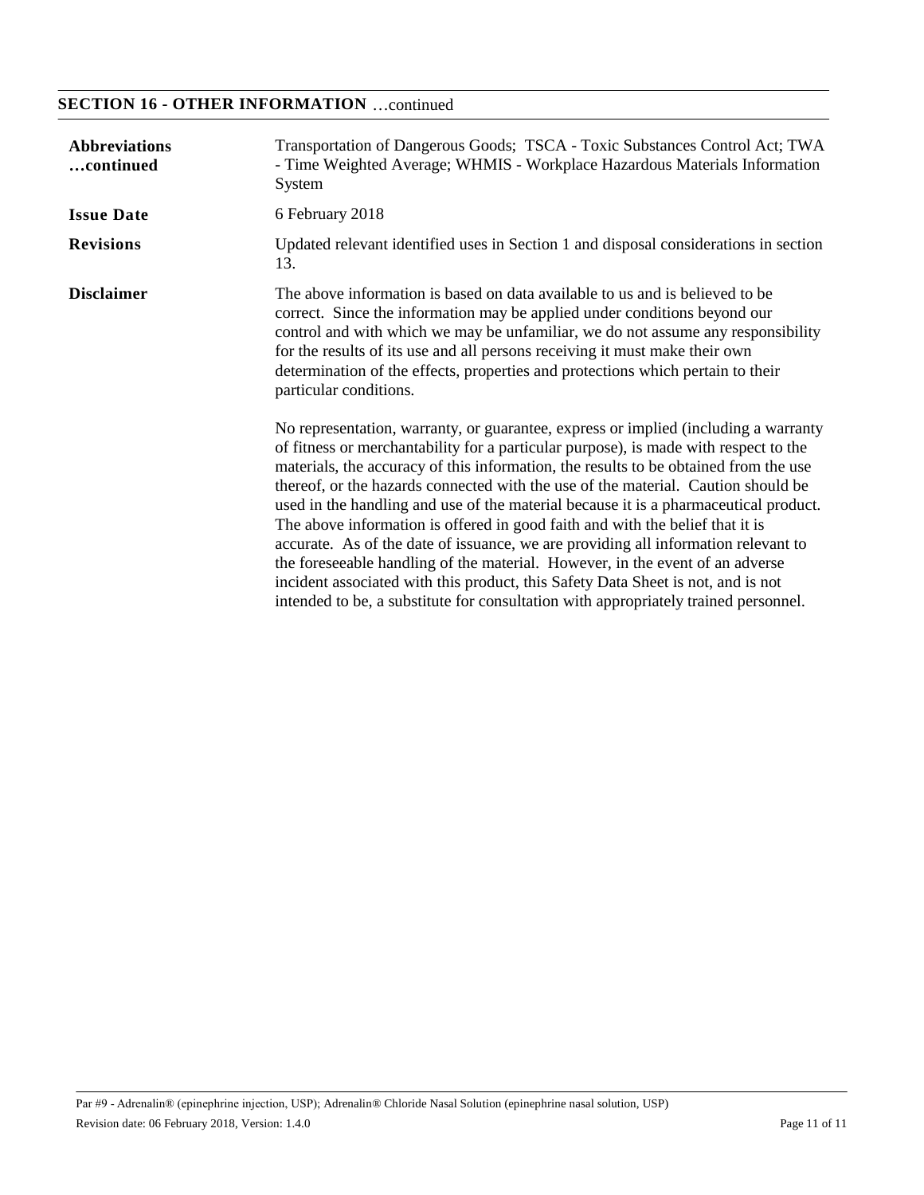## SECTION 16 - OTHER INFORMATION …continued

| | |
|---|---|
| **Abbreviations …continued** | Transportation of Dangerous Goods; TSCA - Toxic Substances Control Act; TWA - Time Weighted Average; WHMIS - Workplace Hazardous Materials Information System |
| **Issue Date** | 6 February 2018 |
| **Revisions** | Updated relevant identified uses in Section 1 and disposal considerations in section 13. |
| **Disclaimer** | The above information is based on data available to us and is believed to be correct. Since the information may be applied under conditions beyond our control and with which we may be unfamiliar, we do not assume any responsibility for the results of its use and all persons receiving it must make their own determination of the effects, properties and protections which pertain to their particular conditions. |

No representation, warranty, or guarantee, express or implied (including a warranty of fitness or merchantability for a particular purpose), is made with respect to the materials, the accuracy of this information, the results to be obtained from the use thereof, or the hazards connected with the use of the material. Caution should be used in the handling and use of the material because it is a pharmaceutical product. The above information is offered in good faith and with the belief that it is accurate. As of the date of issuance, we are providing all information relevant to the foreseeable handling of the material. However, in the event of an adverse incident associated with this product, this Safety Data Sheet is not, and is not intended to be, a substitute for consultation with appropriately trained personnel.